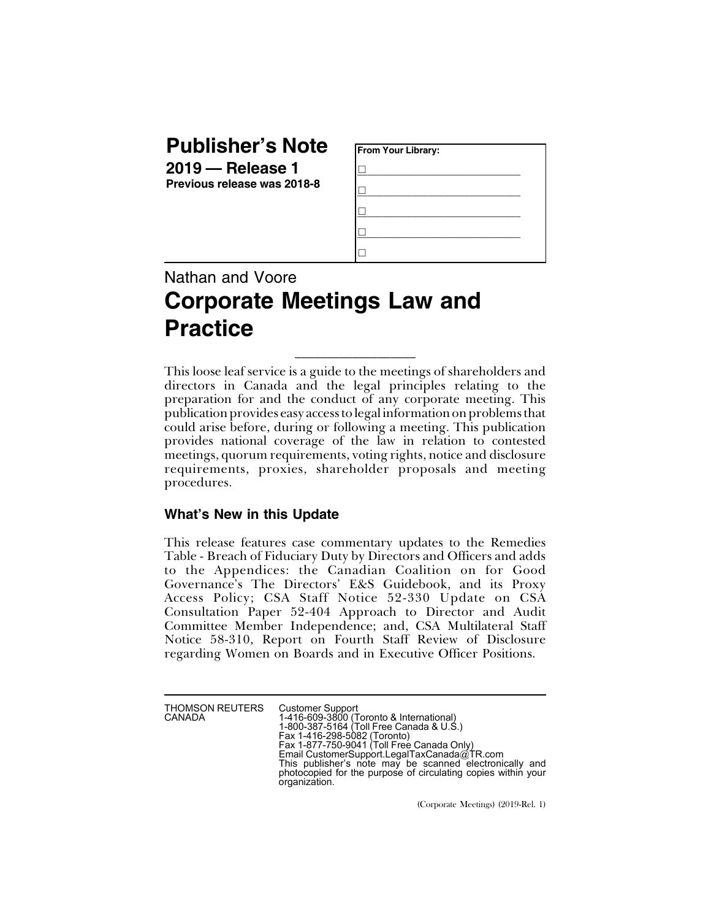# Publisher's Note

**2019 — Release 1**

**Previous release was 2018-8**

| From Your Library: |
|---|
| ☐ |
| ☐ |
| ☐ |
| ☐ |
| ☐ |

Nathan and Voore

# Corporate Meetings Law and Practice

---

This loose leaf service is a guide to the meetings of shareholders and directors in Canada and the legal principles relating to the preparation for and the conduct of any corporate meeting. This publication provides easy access to legal information on problems that could arise before, during or following a meeting. This publication provides national coverage of the law in relation to contested meetings, quorum requirements, voting rights, notice and disclosure requirements, proxies, shareholder proposals and meeting procedures.

## What's New in this Update

This release features case commentary updates to the Remedies Table - Breach of Fiduciary Duty by Directors and Officers and adds to the Appendices: the Canadian Coalition on for Good Governance's The Directors' E&S Guidebook, and its Proxy Access Policy; CSA Staff Notice 52-330 Update on CSA Consultation Paper 52-404 Approach to Director and Audit Committee Member Independence; and, CSA Multilateral Staff Notice 58-310, Report on Fourth Staff Review of Disclosure regarding Women on Boards and in Executive Officer Positions.

---

THOMSON REUTERS CANADA

Customer Support
1-416-609-3800 (Toronto & International)
1-800-387-5164 (Toll Free Canada & U.S.)
Fax 1-416-298-5082 (Toronto)
Fax 1-877-750-9041 (Toll Free Canada Only)
Email CustomerSupport.LegalTaxCanada@TR.com
This publisher's note may be scanned electronically and photocopied for the purpose of circulating copies within your organization.

(Corporate Meetings) (2019-Rel. 1)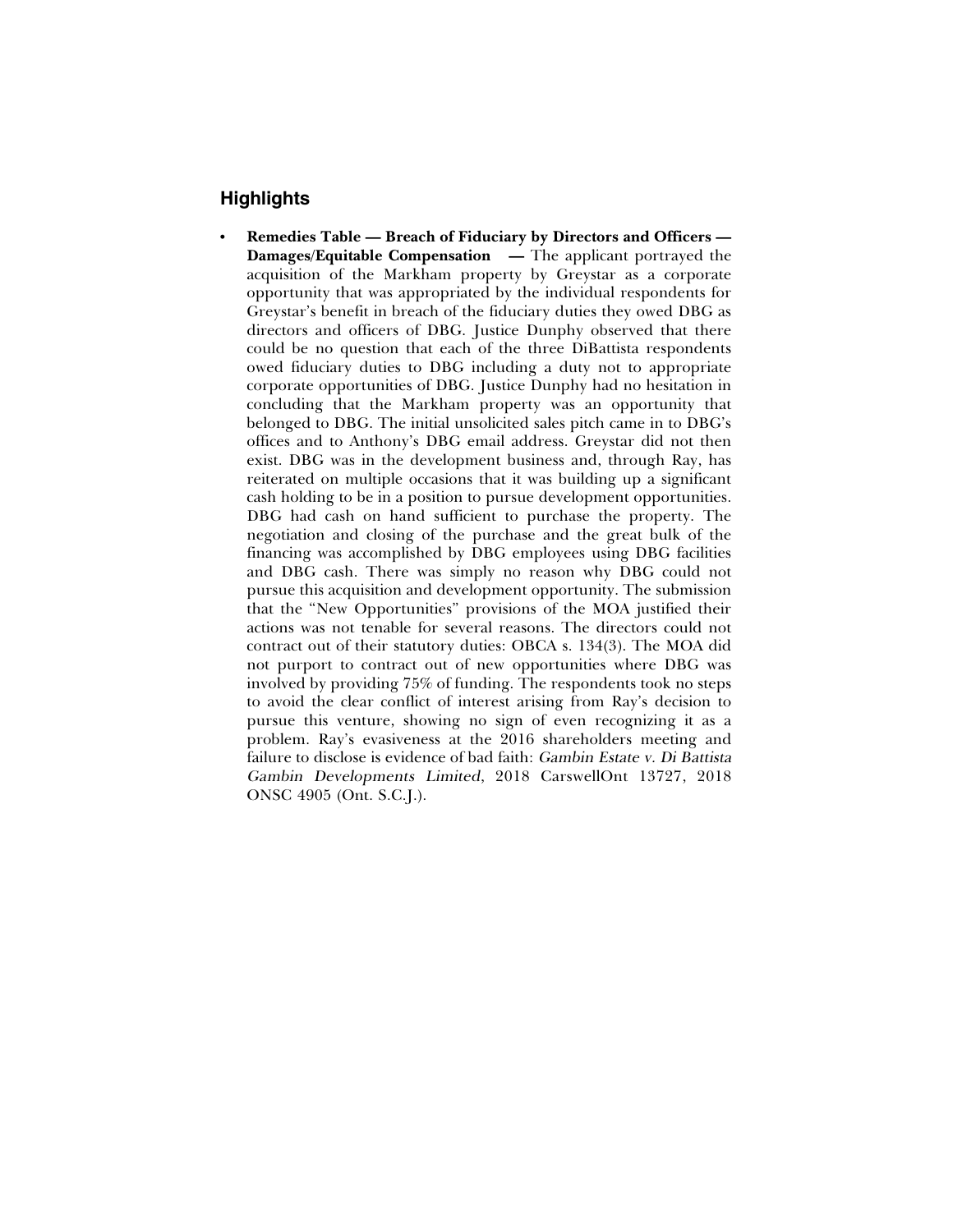## Highlights

- **Remedies Table — Breach of Fiduciary by Directors and Officers — Damages/Equitable Compensation —** The applicant portrayed the acquisition of the Markham property by Greystar as a corporate opportunity that was appropriated by the individual respondents for Greystar's benefit in breach of the fiduciary duties they owed DBG as directors and officers of DBG. Justice Dunphy observed that there could be no question that each of the three DiBattista respondents owed fiduciary duties to DBG including a duty not to appropriate corporate opportunities of DBG. Justice Dunphy had no hesitation in concluding that the Markham property was an opportunity that belonged to DBG. The initial unsolicited sales pitch came in to DBG's offices and to Anthony's DBG email address. Greystar did not then exist. DBG was in the development business and, through Ray, has reiterated on multiple occasions that it was building up a significant cash holding to be in a position to pursue development opportunities. DBG had cash on hand sufficient to purchase the property. The negotiation and closing of the purchase and the great bulk of the financing was accomplished by DBG employees using DBG facilities and DBG cash. There was simply no reason why DBG could not pursue this acquisition and development opportunity. The submission that the "New Opportunities" provisions of the MOA justified their actions was not tenable for several reasons. The directors could not contract out of their statutory duties: OBCA s. 134(3). The MOA did not purport to contract out of new opportunities where DBG was involved by providing 75% of funding. The respondents took no steps to avoid the clear conflict of interest arising from Ray's decision to pursue this venture, showing no sign of even recognizing it as a problem. Ray's evasiveness at the 2016 shareholders meeting and failure to disclose is evidence of bad faith: *Gambin Estate v. Di Battista Gambin Developments Limited*, 2018 CarswellOnt 13727, 2018 ONSC 4905 (Ont. S.C.J.).